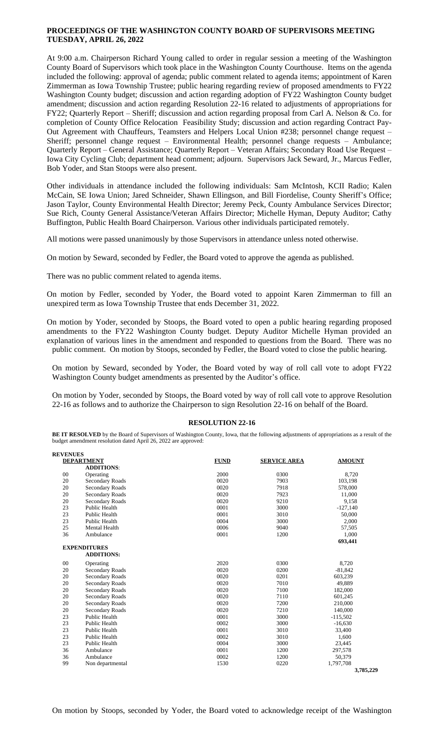## PROCEEDINGS OF THE WASHINGTON COUNTY BOARD OF SUPERVISORS MEETING TUESDAY, APRIL 26, 2022

At 9:00 a.m. Chairperson Richard Young called to order in regular session a meeting of the Washington County Board of Supervisors which took place in the Washington County Courthouse. Items on the agenda included the following: approval of agenda; public comment related to agenda items; appointment of Karen Zimmerman as Iowa Township Trustee; public hearing regarding review of proposed amendments to FY22 Washington County budget; discussion and action regarding adoption of FY22 Washington County budget amendment; discussion and action regarding Resolution 22-16 related to adjustments of appropriations for FY22; Quarterly Report – Sheriff; discussion and action regarding proposal from Carl A. Nelson & Co. for completion of County Office Relocation Feasibility Study; discussion and action regarding Contract Pay-Out Agreement with Chauffeurs, Teamsters and Helpers Local Union #238; personnel change request – Sheriff; personnel change request – Environmental Health; personnel change requests – Ambulance; Quarterly Report – General Assistance; Quarterly Report – Veteran Affairs; Secondary Road Use Request – Iowa City Cycling Club; department head comment; adjourn. Supervisors Jack Seward, Jr., Marcus Fedler, Bob Yoder, and Stan Stoops were also present.

Other individuals in attendance included the following individuals: Sam McIntosh, KCII Radio; Kalen McCain, SE Iowa Union; Jared Schneider, Shawn Ellingson, and Bill Fiordelise, County Sheriff's Office; Jason Taylor, County Environmental Health Director; Jeremy Peck, County Ambulance Services Director; Sue Rich, County General Assistance/Veteran Affairs Director; Michelle Hyman, Deputy Auditor; Cathy Buffington, Public Health Board Chairperson. Various other individuals participated remotely.

All motions were passed unanimously by those Supervisors in attendance unless noted otherwise.

On motion by Seward, seconded by Fedler, the Board voted to approve the agenda as published.

There was no public comment related to agenda items.

On motion by Fedler, seconded by Yoder, the Board voted to appoint Karen Zimmerman to fill an unexpired term as Iowa Township Trustee that ends December 31, 2022.

On motion by Yoder, seconded by Stoops, the Board voted to open a public hearing regarding proposed amendments to the FY22 Washington County budget. Deputy Auditor Michelle Hyman provided an explanation of various lines in the amendment and responded to questions from the Board. There was no public comment. On motion by Stoops, seconded by Fedler, the Board voted to close the public hearing.

On motion by Seward, seconded by Yoder, the Board voted by way of roll call vote to adopt FY22 Washington County budget amendments as presented by the Auditor's office.

On motion by Yoder, seconded by Stoops, the Board voted by way of roll call vote to approve Resolution 22-16 as follows and to authorize the Chairperson to sign Resolution 22-16 on behalf of the Board.

### RESOLUTION 22-16

**BE IT RESOLVED** by the Board of Supervisors of Washington County, Iowa, that the following adjustments of appropriations as a result of the budget amendment resolution dated April 26, 2022 are approved:

| | DEPARTMENT | FUND | SERVICE AREA | AMOUNT |
|---|---|---|---|---|
| **REVENUES** | | | | |
| | **ADDITIONS:** | | | |
| 00 | Operating | 2000 | 0300 | 8,720 |
| 20 | Secondary Roads | 0020 | 7903 | 103,198 |
| 20 | Secondary Roads | 0020 | 7918 | 578,000 |
| 20 | Secondary Roads | 0020 | 7923 | 11,000 |
| 20 | Secondary Roads | 0020 | 9210 | 9,158 |
| 23 | Public Health | 0001 | 3000 | -127,140 |
| 23 | Public Health | 0001 | 3010 | 50,000 |
| 23 | Public Health | 0004 | 3000 | 2,000 |
| 25 | Mental Health | 0006 | 9040 | 57,505 |
| 36 | Ambulance | 0001 | 1200 | 1,000 |
| | | | | **693,441** |
| **EXPENDITURES** | | | | |
| | **ADDITIONS:** | | | |
| 00 | Operating | 2020 | 0300 | 8,720 |
| 20 | Secondary Roads | 0020 | 0200 | -81,842 |
| 20 | Secondary Roads | 0020 | 0201 | 603,239 |
| 20 | Secondary Roads | 0020 | 7010 | 49,889 |
| 20 | Secondary Roads | 0020 | 7100 | 182,000 |
| 20 | Secondary Roads | 0020 | 7110 | 601,245 |
| 20 | Secondary Roads | 0020 | 7200 | 210,000 |
| 20 | Secondary Roads | 0020 | 7210 | 140,000 |
| 23 | Public Health | 0001 | 3000 | -115,502 |
| 23 | Public Health | 0002 | 3000 | -16,630 |
| 23 | Public Health | 0001 | 3010 | 33,400 |
| 23 | Public Health | 0002 | 3010 | 1,600 |
| 23 | Public Health | 0004 | 3000 | 23,445 |
| 36 | Ambulance | 0001 | 1200 | 297,578 |
| 36 | Ambulance | 0002 | 1200 | 50,379 |
| 99 | Non departmental | 1530 | 0220 | 1,797,708 |
| | | | | **3,785,229** |

On motion by Stoops, seconded by Yoder, the Board voted to acknowledge receipt of the Washington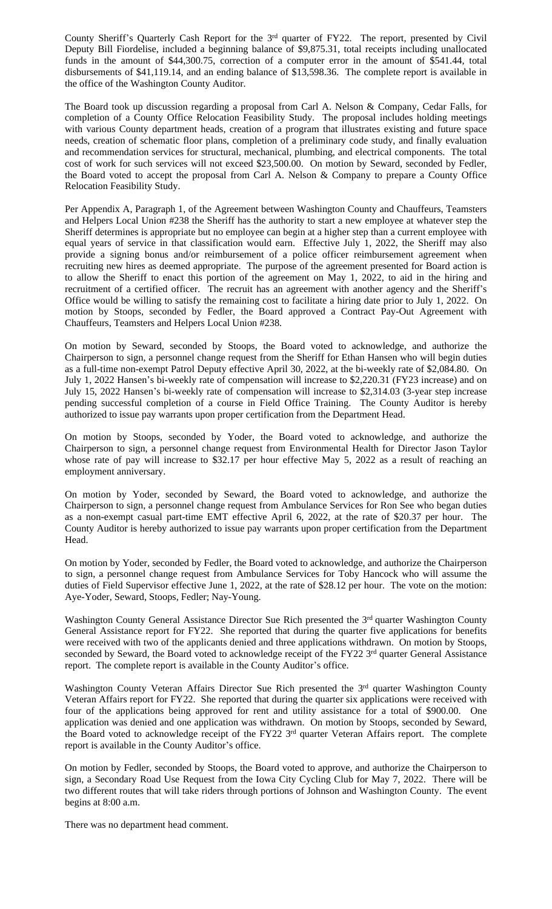County Sheriff's Quarterly Cash Report for the 3rd quarter of FY22. The report, presented by Civil Deputy Bill Fiordelise, included a beginning balance of $9,875.31, total receipts including unallocated funds in the amount of $44,300.75, correction of a computer error in the amount of $541.44, total disbursements of $41,119.14, and an ending balance of $13,598.36. The complete report is available in the office of the Washington County Auditor.

The Board took up discussion regarding a proposal from Carl A. Nelson & Company, Cedar Falls, for completion of a County Office Relocation Feasibility Study. The proposal includes holding meetings with various County department heads, creation of a program that illustrates existing and future space needs, creation of schematic floor plans, completion of a preliminary code study, and finally evaluation and recommendation services for structural, mechanical, plumbing, and electrical components. The total cost of work for such services will not exceed $23,500.00. On motion by Seward, seconded by Fedler, the Board voted to accept the proposal from Carl A. Nelson & Company to prepare a County Office Relocation Feasibility Study.

Per Appendix A, Paragraph 1, of the Agreement between Washington County and Chauffeurs, Teamsters and Helpers Local Union #238 the Sheriff has the authority to start a new employee at whatever step the Sheriff determines is appropriate but no employee can begin at a higher step than a current employee with equal years of service in that classification would earn. Effective July 1, 2022, the Sheriff may also provide a signing bonus and/or reimbursement of a police officer reimbursement agreement when recruiting new hires as deemed appropriate. The purpose of the agreement presented for Board action is to allow the Sheriff to enact this portion of the agreement on May 1, 2022, to aid in the hiring and recruitment of a certified officer. The recruit has an agreement with another agency and the Sheriff's Office would be willing to satisfy the remaining cost to facilitate a hiring date prior to July 1, 2022. On motion by Stoops, seconded by Fedler, the Board approved a Contract Pay-Out Agreement with Chauffeurs, Teamsters and Helpers Local Union #238.

On motion by Seward, seconded by Stoops, the Board voted to acknowledge, and authorize the Chairperson to sign, a personnel change request from the Sheriff for Ethan Hansen who will begin duties as a full-time non-exempt Patrol Deputy effective April 30, 2022, at the bi-weekly rate of $2,084.80. On July 1, 2022 Hansen's bi-weekly rate of compensation will increase to $2,220.31 (FY23 increase) and on July 15, 2022 Hansen's bi-weekly rate of compensation will increase to $2,314.03 (3-year step increase pending successful completion of a course in Field Office Training. The County Auditor is hereby authorized to issue pay warrants upon proper certification from the Department Head.

On motion by Stoops, seconded by Yoder, the Board voted to acknowledge, and authorize the Chairperson to sign, a personnel change request from Environmental Health for Director Jason Taylor whose rate of pay will increase to $32.17 per hour effective May 5, 2022 as a result of reaching an employment anniversary.

On motion by Yoder, seconded by Seward, the Board voted to acknowledge, and authorize the Chairperson to sign, a personnel change request from Ambulance Services for Ron See who began duties as a non-exempt casual part-time EMT effective April 6, 2022, at the rate of $20.37 per hour. The County Auditor is hereby authorized to issue pay warrants upon proper certification from the Department Head.

On motion by Yoder, seconded by Fedler, the Board voted to acknowledge, and authorize the Chairperson to sign, a personnel change request from Ambulance Services for Toby Hancock who will assume the duties of Field Supervisor effective June 1, 2022, at the rate of $28.12 per hour. The vote on the motion: Aye-Yoder, Seward, Stoops, Fedler; Nay-Young.

Washington County General Assistance Director Sue Rich presented the 3rd quarter Washington County General Assistance report for FY22. She reported that during the quarter five applications for benefits were received with two of the applicants denied and three applications withdrawn. On motion by Stoops, seconded by Seward, the Board voted to acknowledge receipt of the FY22 3rd quarter General Assistance report. The complete report is available in the County Auditor's office.

Washington County Veteran Affairs Director Sue Rich presented the 3rd quarter Washington County Veteran Affairs report for FY22. She reported that during the quarter six applications were received with four of the applications being approved for rent and utility assistance for a total of $900.00. One application was denied and one application was withdrawn. On motion by Stoops, seconded by Seward, the Board voted to acknowledge receipt of the FY22 3rd quarter Veteran Affairs report. The complete report is available in the County Auditor's office.

On motion by Fedler, seconded by Stoops, the Board voted to approve, and authorize the Chairperson to sign, a Secondary Road Use Request from the Iowa City Cycling Club for May 7, 2022. There will be two different routes that will take riders through portions of Johnson and Washington County. The event begins at 8:00 a.m.

There was no department head comment.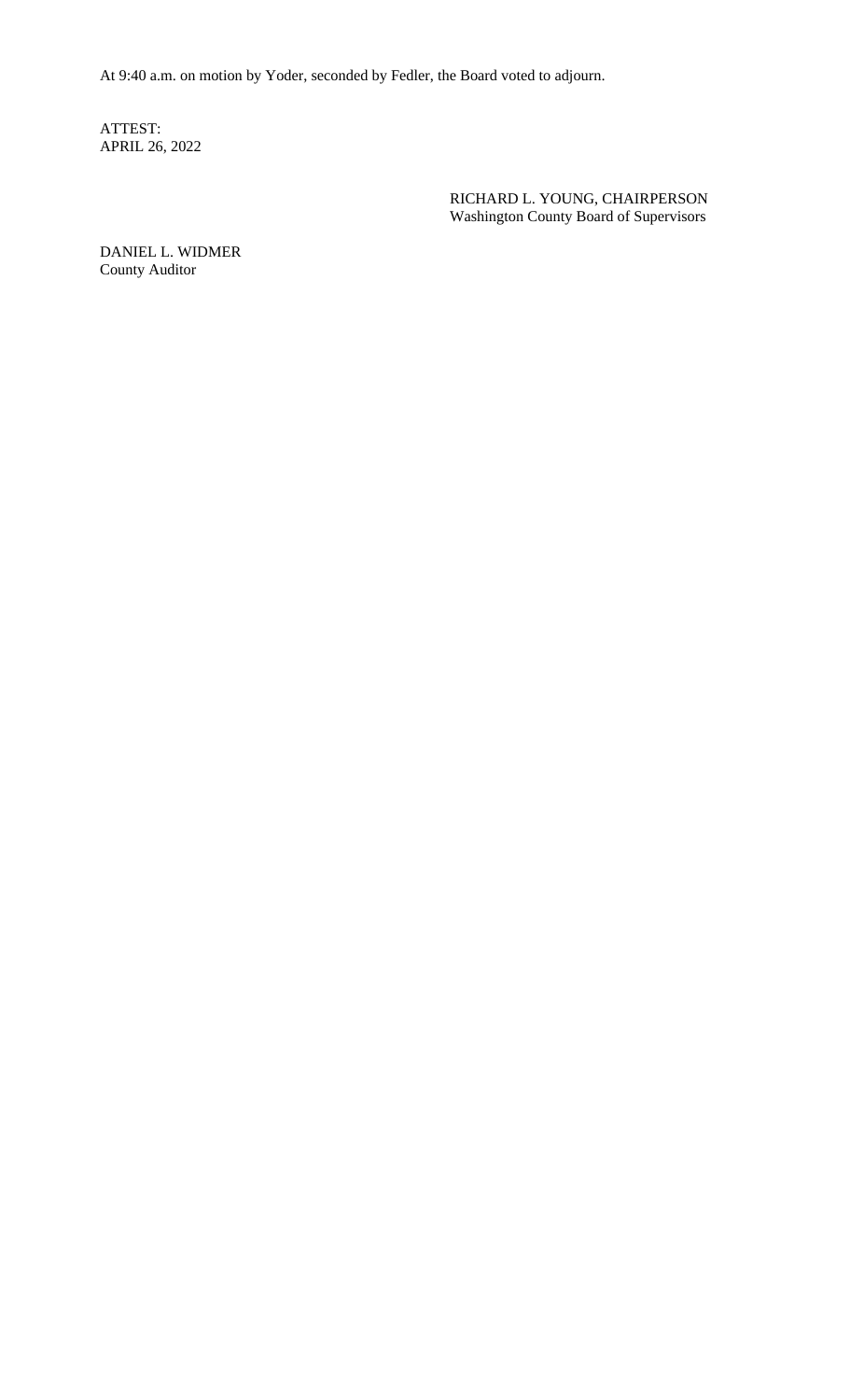At 9:40 a.m. on motion by Yoder, seconded by Fedler, the Board voted to adjourn.

ATTEST:
APRIL 26, 2022

RICHARD L. YOUNG, CHAIRPERSON
Washington County Board of Supervisors

DANIEL L. WIDMER
County Auditor